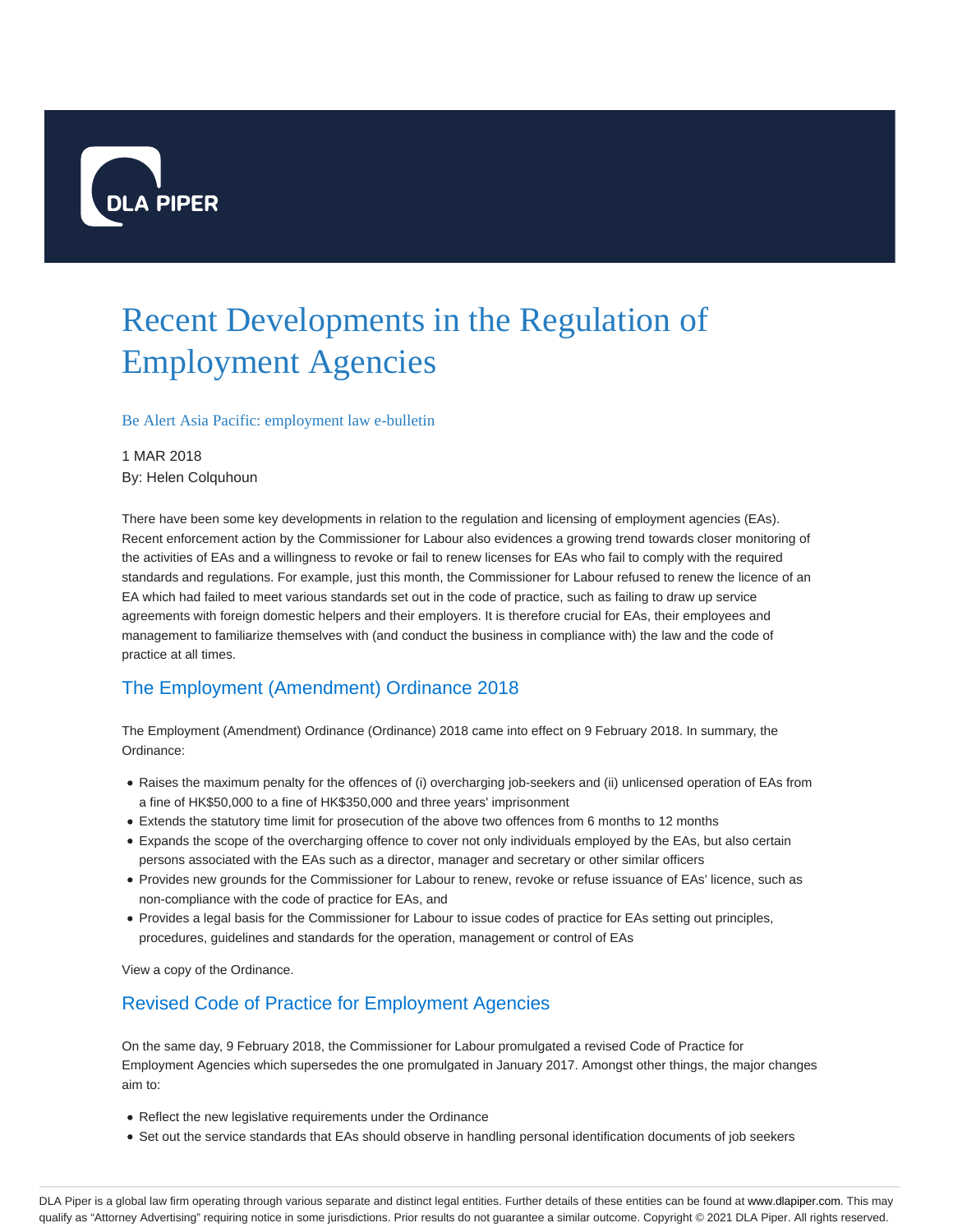DLA PIPER

# Recent Developments in the Regulation of Employment Agencies

Be Alert Asia Pacific: employment law e-bulletin

1 MAR 2018
By: Helen Colquhoun

There have been some key developments in relation to the regulation and licensing of employment agencies (EAs). Recent enforcement action by the Commissioner for Labour also evidences a growing trend towards closer monitoring of the activities of EAs and a willingness to revoke or fail to renew licenses for EAs who fail to comply with the required standards and regulations. For example, just this month, the Commissioner for Labour refused to renew the licence of an EA which had failed to meet various standards set out in the code of practice, such as failing to draw up service agreements with foreign domestic helpers and their employers. It is therefore crucial for EAs, their employees and management to familiarize themselves with (and conduct the business in compliance with) the law and the code of practice at all times.

## The Employment (Amendment) Ordinance 2018

The Employment (Amendment) Ordinance (Ordinance) 2018 came into effect on 9 February 2018. In summary, the Ordinance:

- Raises the maximum penalty for the offences of (i) overcharging job-seekers and (ii) unlicensed operation of EAs from a fine of HK$50,000 to a fine of HK$350,000 and three years' imprisonment
- Extends the statutory time limit for prosecution of the above two offences from 6 months to 12 months
- Expands the scope of the overcharging offence to cover not only individuals employed by the EAs, but also certain persons associated with the EAs such as a director, manager and secretary or other similar officers
- Provides new grounds for the Commissioner for Labour to renew, revoke or refuse issuance of EAs' licence, such as non-compliance with the code of practice for EAs, and
- Provides a legal basis for the Commissioner for Labour to issue codes of practice for EAs setting out principles, procedures, guidelines and standards for the operation, management or control of EAs

View a copy of the Ordinance.

## Revised Code of Practice for Employment Agencies

On the same day, 9 February 2018, the Commissioner for Labour promulgated a revised Code of Practice for Employment Agencies which supersedes the one promulgated in January 2017. Amongst other things, the major changes aim to:

- Reflect the new legislative requirements under the Ordinance
- Set out the service standards that EAs should observe in handling personal identification documents of job seekers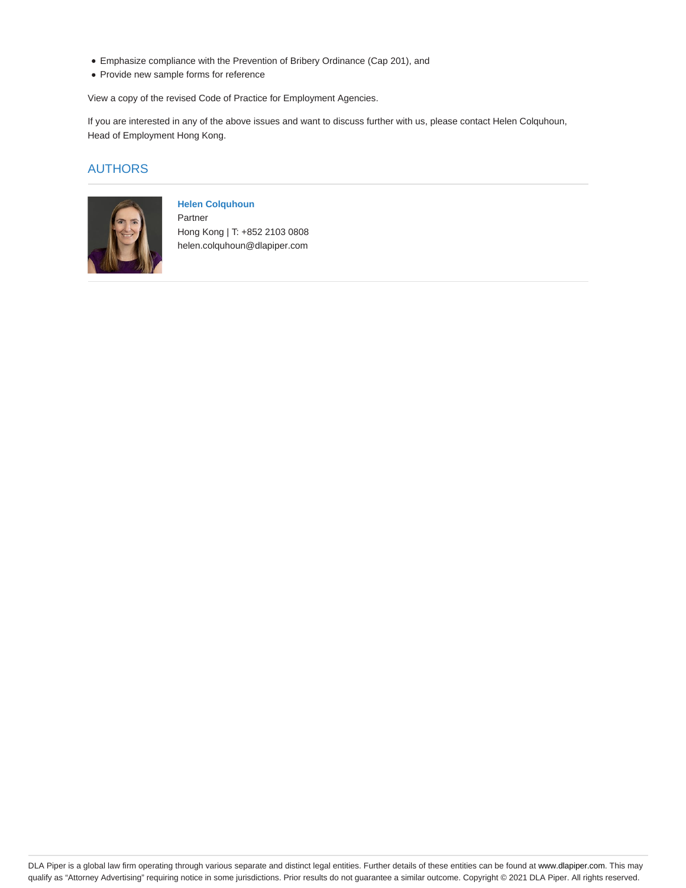- Emphasize compliance with the Prevention of Bribery Ordinance (Cap 201), and
- Provide new sample forms for reference

View a copy of the revised Code of Practice for Employment Agencies.

If you are interested in any of the above issues and want to discuss further with us, please contact Helen Colquhoun, Head of Employment Hong Kong.

## AUTHORS

**Helen Colquhoun**
Partner
Hong Kong | T: +852 2103 0808
helen.colquhoun@dlapiper.com

DLA Piper is a global law firm operating through various separate and distinct legal entities. Further details of these entities can be found at www.dlapiper.com. This may qualify as "Attorney Advertising" requiring notice in some jurisdictions. Prior results do not guarantee a similar outcome. Copyright © 2021 DLA Piper. All rights reserved.